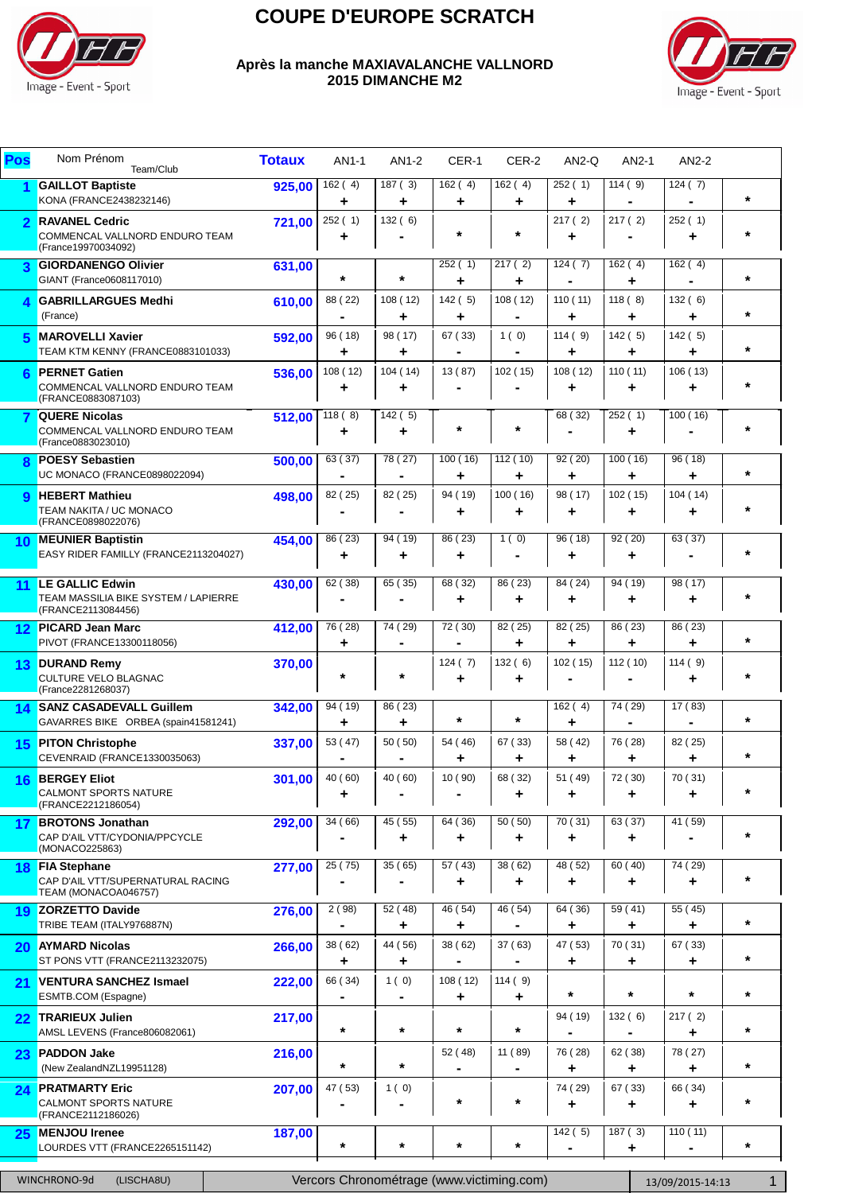# COUPE D'EUROPE SCRATCH

### Après la manche MAXIAVALANCHE VALLNORD 2015 DIMANCHE M2

| Pos | Nom Prénom / Team/Club | Totaux | AN1-1 | AN1-2 | CER-1 | CER-2 | AN2-Q | AN2-1 | AN2-2 | |
|---|---|---|---|---|---|---|---|---|---|---|
| 1 | **GAILLOT Baptiste** KONA (FRANCE2438232146) | 925,00 | 162 ( 4) + | 187 ( 3) + | 162 ( 4) + | 162 ( 4) + | 252 ( 1) + | 114 ( 9) - | 124 ( 7) - | * |
| 2 | **RAVANEL Cedric** COMMENCAL VALLNORD ENDURO TEAM (France19970034092) | 721,00 | 252 ( 1) + | 132 ( 6) - | * | * | 217 ( 2) + | 217 ( 2) - | 252 ( 1) + | * |
| 3 | **GIORDANENGO Olivier** GIANT (France0608117010) | 631,00 | * | * | 252 ( 1) + | 217 ( 2) + | 124 ( 7) - | 162 ( 4) + | 162 ( 4) - | * |
| 4 | **GABRILLARGUES Medhi** (France) | 610,00 | 88 ( 22) - | 108 ( 12) + | 142 ( 5) + | 108 ( 12) - | 110 ( 11) + | 118 ( 8) + | 132 ( 6) + | * |
| 5 | **MAROVELLI Xavier** TEAM KTM KENNY (FRANCE0883101033) | 592,00 | 96 ( 18) + | 98 ( 17) + | 67 ( 33) - | 1 ( 0) - | 114 ( 9) + | 142 ( 5) + | 142 ( 5) + | * |
| 6 | **PERNET Gatien** COMMENCAL VALLNORD ENDURO TEAM (FRANCE0883087103) | 536,00 | 108 ( 12) + | 104 ( 14) + | 13 ( 87) - | 102 ( 15) - | 108 ( 12) + | 110 ( 11) + | 106 ( 13) + | * |
| 7 | **QUERE Nicolas** COMMENCAL VALLNORD ENDURO TEAM (France0883023010) | 512,00 | 118 ( 8) + | 142 ( 5) + | * | * | 68 ( 32) - | 252 ( 1) + | 100 ( 16) - | * |
| 8 | **POESY Sebastien** UC MONACO (FRANCE0898022094) | 500,00 | 63 ( 37) - | 78 ( 27) - | 100 ( 16) + | 112 ( 10) + | 92 ( 20) + | 100 ( 16) + | 96 ( 18) + | * |
| 9 | **HEBERT Mathieu** TEAM NAKITA / UC MONACO (FRANCE0898022076) | 498,00 | 82 ( 25) - | 82 ( 25) - | 94 ( 19) + | 100 ( 16) + | 98 ( 17) + | 102 ( 15) + | 104 ( 14) + | * |
| 10 | **MEUNIER Baptistin** EASY RIDER FAMILLY (FRANCE2113204027) | 454,00 | 86 ( 23) + | 94 ( 19) + | 86 ( 23) + | 1 ( 0) - | 96 ( 18) + | 92 ( 20) + | 63 ( 37) - | * |
| 11 | **LE GALLIC Edwin** TEAM MASSILIA BIKE SYSTEM / LAPIERRE (FRANCE2113084456) | 430,00 | 62 ( 38) - | 65 ( 35) - | 68 ( 32) + | 86 ( 23) + | 84 ( 24) + | 94 ( 19) + | 98 ( 17) + | * |
| 12 | **PICARD Jean Marc** PIVOT (FRANCE13300118056) | 412,00 | 76 ( 28) + | 74 ( 29) - | 72 ( 30) - | 82 ( 25) + | 82 ( 25) + | 86 ( 23) + | 86 ( 23) + | * |
| 13 | **DURAND Remy** CULTURE VELO BLAGNAC (France2281268037) | 370,00 | * | * | 124 ( 7) + | 132 ( 6) + | 102 ( 15) - | 112 ( 10) - | 114 ( 9) + | * |
| 14 | **SANZ CASADEVALL Guillem** GAVARRES BIKE ORBEA (spain41581241) | 342,00 | 94 ( 19) + | 86 ( 23) + | * | * | 162 ( 4) + | 74 ( 29) - | 17 ( 83) - | * |
| 15 | **PITON Christophe** CEVENRAID (FRANCE1330035063) | 337,00 | 53 ( 47) - | 50 ( 50) - | 54 ( 46) + | 67 ( 33) + | 58 ( 42) - | 76 ( 28) + | 82 ( 25) + | * |
| 16 | **BERGEY Eliot** CALMONT SPORTS NATURE (FRANCE2212186054) | 301,00 | 40 ( 60) + | 40 ( 60) - | 10 ( 90) - | 68 ( 32) + | 51 ( 49) + | 72 ( 30) + | 70 ( 31) + | * |
| 17 | **BROTONS Jonathan** CAP D'AIL VTT/CYDONIA/PPCYCLE (MONACO225863) | 292,00 | 34 ( 66) - | 45 ( 55) + | 64 ( 36) + | 50 ( 50) + | 70 ( 31) + | 63 ( 37) + | 41 ( 59) - | * |
| 18 | **FIA Stephane** CAP D'AIL VTT/SUPERNATURAL RACING TEAM (MONACOA046757) | 277,00 | 25 ( 75) - | 35 ( 65) - | 57 ( 43) + | 38 ( 62) + | 48 ( 52) + | 60 ( 40) + | 74 ( 29) + | * |
| 19 | **ZORZETTO Davide** TRIBE TEAM (ITALY976887N) | 276,00 | 2 ( 98) - | 52 ( 48) + | 46 ( 54) + | 46 ( 54) - | 64 ( 36) + | 59 ( 41) + | 55 ( 45) + | * |
| 20 | **AYMARD Nicolas** ST PONS VTT (FRANCE2113232075) | 266,00 | 38 ( 62) + | 44 ( 56) + | 38 ( 62) - | 37 ( 63) - | 47 ( 53) + | 70 ( 31) + | 67 ( 33) + | * |
| 21 | **VENTURA SANCHEZ Ismael** ESMTB.COM (Espagne) | 222,00 | 66 ( 34) - | 1 ( 0) - | 108 ( 12) + | 114 ( 9) + | * | * | * | * |
| 22 | **TRARIEUX Julien** AMSL LEVENS (France806082061) | 217,00 | * | * | * | * | 94 ( 19) - | 132 ( 6) - | 217 ( 2) + | * |
| 23 | **PADDON Jake** (New ZealandNZL19951128) | 216,00 | * | * | 52 ( 48) - | 11 ( 89) - | 76 ( 28) + | 62 ( 38) + | 78 ( 27) + | * |
| 24 | **PRATMARTY Eric** CALMONT SPORTS NATURE (FRANCE2112186026) | 207,00 | 47 ( 53) - | 1 ( 0) - | * | * | 74 ( 29) + | 67 ( 33) + | 66 ( 34) + | * |
| 25 | **MENJOU Irenee** LOURDES VTT (FRANCE2265151142) | 187,00 | * | * | * | * | 142 ( 5) - | 187 ( 3) + | 110 ( 11) - | * |

WINCHRONO-9d (LISCHA8U) | Vercors Chronométrage (www.victiming.com) | 13/09/2015-14:13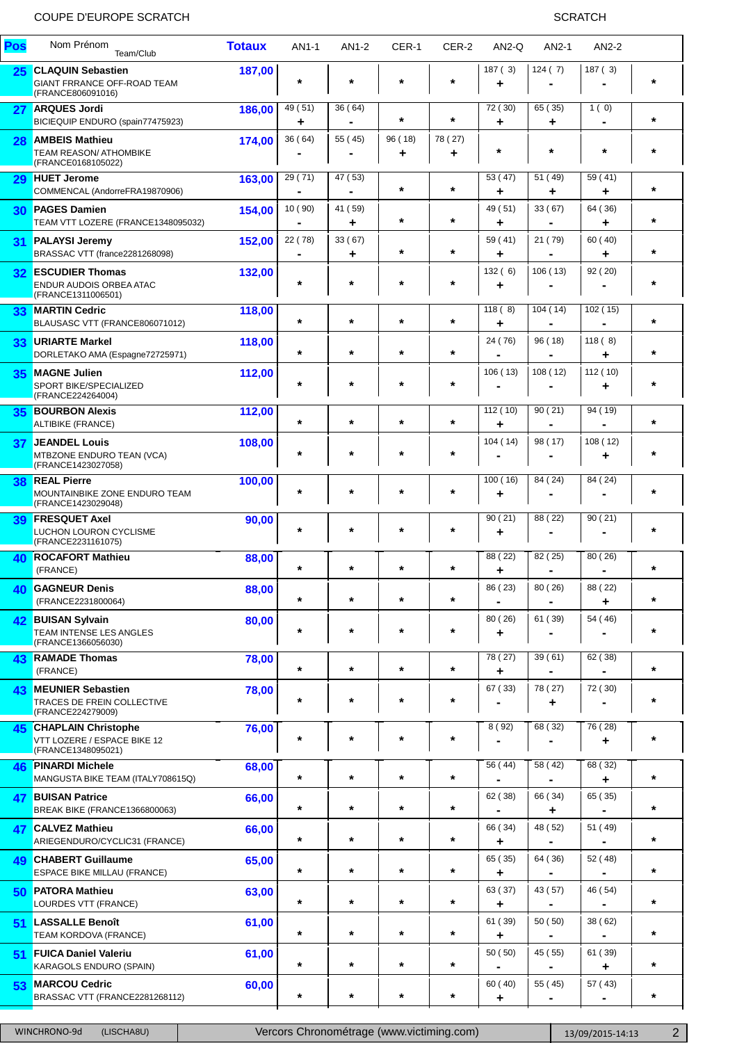COUPE D'EUROPE SCRATCH — SCRATCH

| Pos | Nom Prénom Team/Club | Totaux | AN1-1 | AN1-2 | CER-1 | CER-2 | AN2-Q | AN2-1 | AN2-2 | |
|---|---|---|---|---|---|---|---|---|---|---|
| 25 | **CLAQUIN Sebastien** GIANT FRRANCE OFF-ROAD TEAM (FRANCE806091016) | 187,00 | * | * | * | * | 187 ( 3) + | 124 ( 7) - | 187 ( 3) - | * |
| 27 | **ARQUES Jordi** BICIEQUIP ENDURO (spain77475923) | 186,00 | 49 ( 51) + | 36 ( 64) - | * | * | 72 ( 30) + | 65 ( 35) + | 1 ( 0) - | * |
| 28 | **AMBEIS Mathieu** TEAM REASON/ ATHOMBIKE (FRANCE0168105022) | 174,00 | 36 ( 64) - | 55 ( 45) - | 96 ( 18) + | 78 ( 27) + | * | * | * | * |
| 29 | **HUET Jerome** COMMENCAL (AndorreFRA19870906) | 163,00 | 29 ( 71) - | 47 ( 53) - | * | * | 53 ( 47) + | 51 ( 49) + | 59 ( 41) + | * |
| 30 | **PAGES Damien** TEAM VTT LOZERE (FRANCE1348095032) | 154,00 | 10 ( 90) - | 41 ( 59) + | * | * | 49 ( 51) + | 33 ( 67) - | 64 ( 36) + | * |
| 31 | **PALAYSI Jeremy** BRASSAC VTT (france2281268098) | 152,00 | 22 ( 78) - | 33 ( 67) + | * | * | 59 ( 41) + | 21 ( 79) - | 60 ( 40) + | * |
| 32 | **ESCUDIER Thomas** ENDUR AUDOIS ORBEA ATAC (FRANCE1311006501) | 132,00 | * | * | * | * | 132 ( 6) + | 106 ( 13) - | 92 ( 20) - | * |
| 33 | **MARTIN Cedric** BLAUSASC VTT (FRANCE806071012) | 118,00 | * | * | * | * | 118 ( 8) + | 104 ( 14) - | 102 ( 15) - | * |
| 33 | **URIARTE Markel** DORLETAKO AMA (Espagne72725971) | 118,00 | * | * | * | * | 24 ( 76) - | 96 ( 18) - | 118 ( 8) + | * |
| 35 | **MAGNE Julien** SPORT BIKE/SPECIALIZED (FRANCE224264004) | 112,00 | * | * | * | * | 106 ( 13) - | 108 ( 12) - | 112 ( 10) + | * |
| 35 | **BOURBON Alexis** ALTIBIKE (FRANCE) | 112,00 | * | * | * | * | 112 ( 10) + | 90 ( 21) - | 94 ( 19) - | * |
| 37 | **JEANDEL Louis** MTBZONE ENDURO TEAN (VCA) (FRANCE1423027058) | 108,00 | * | * | * | * | 104 ( 14) - | 98 ( 17) - | 108 ( 12) + | * |
| 38 | **REAL Pierre** MOUNTAINBIKE ZONE ENDURO TEAM (FRANCE1423029048) | 100,00 | * | * | * | * | 100 ( 16) + | 84 ( 24) - | 84 ( 24) - | * |
| 39 | **FRESQUET Axel** LUCHON LOURON CYCLISME (FRANCE2231161075) | 90,00 | * | * | * | * | 90 ( 21) + | 88 ( 22) - | 90 ( 21) - | * |
| 40 | **ROCAFORT Mathieu** (FRANCE) | 88,00 | * | * | * | * | 88 ( 22) + | 82 ( 25) - | 80 ( 26) - | * |
| 40 | **GAGNEUR Denis** (FRANCE2231800064) | 88,00 | * | * | * | * | 86 ( 23) - | 80 ( 26) - | 88 ( 22) + | * |
| 42 | **BUISAN Sylvain** TEAM INTENSE LES ANGLES (FRANCE1366056030) | 80,00 | * | * | * | * | 80 ( 26) + | 61 ( 39) - | 54 ( 46) - | * |
| 43 | **RAMADE Thomas** (FRANCE) | 78,00 | * | * | * | * | 78 ( 27) + | 39 ( 61) - | 62 ( 38) - | * |
| 43 | **MEUNIER Sebastien** TRACES DE FREIN COLLECTIVE (FRANCE224279009) | 78,00 | * | * | * | * | 67 ( 33) - | 78 ( 27) + | 72 ( 30) - | * |
| 45 | **CHAPLAIN Christophe** VTT LOZERE / ESPACE BIKE 12 (FRANCE1348095021) | 76,00 | * | * | * | * | 8 ( 92) - | 68 ( 32) - | 76 ( 28) + | * |
| 46 | **PINARDI Michele** MANGUSTA BIKE TEAM (ITALY708615Q) | 68,00 | * | * | * | * | 56 ( 44) - | 58 ( 42) - | 68 ( 32) + | * |
| 47 | **BUISAN Patrice** BREAK BIKE (FRANCE1366800063) | 66,00 | * | * | * | * | 62 ( 38) - | 66 ( 34) + | 65 ( 35) - | * |
| 47 | **CALVEZ Mathieu** ARIEGENDURO/CYCLIC31 (FRANCE) | 66,00 | * | * | * | * | 66 ( 34) + | 48 ( 52) - | 51 ( 49) - | * |
| 49 | **CHABERT Guillaume** ESPACE BIKE MILLAU (FRANCE) | 65,00 | * | * | * | * | 65 ( 35) + | 64 ( 36) - | 52 ( 48) - | * |
| 50 | **PATORA Mathieu** LOURDES VTT (FRANCE) | 63,00 | * | * | * | * | 63 ( 37) + | 43 ( 57) - | 46 ( 54) - | * |
| 51 | **LASSALLE Benoît** TEAM KORDOVA (FRANCE) | 61,00 | * | * | * | * | 61 ( 39) + | 50 ( 50) - | 38 ( 62) - | * |
| 51 | **FUICA Daniel Valeriu** KARAGOLS ENDURO (SPAIN) | 61,00 | * | * | * | * | 50 ( 50) - | 45 ( 55) - | 61 ( 39) + | * |
| 53 | **MARCOU Cedric** BRASSAC VTT (FRANCE2281268112) | 60,00 | * | * | * | * | 60 ( 40) + | 55 ( 45) - | 57 ( 43) - | * |

WINCHRONO-9d (LISCHA8U) — Vercors Chronométrage (www.victiming.com) — 13/09/2015-14:13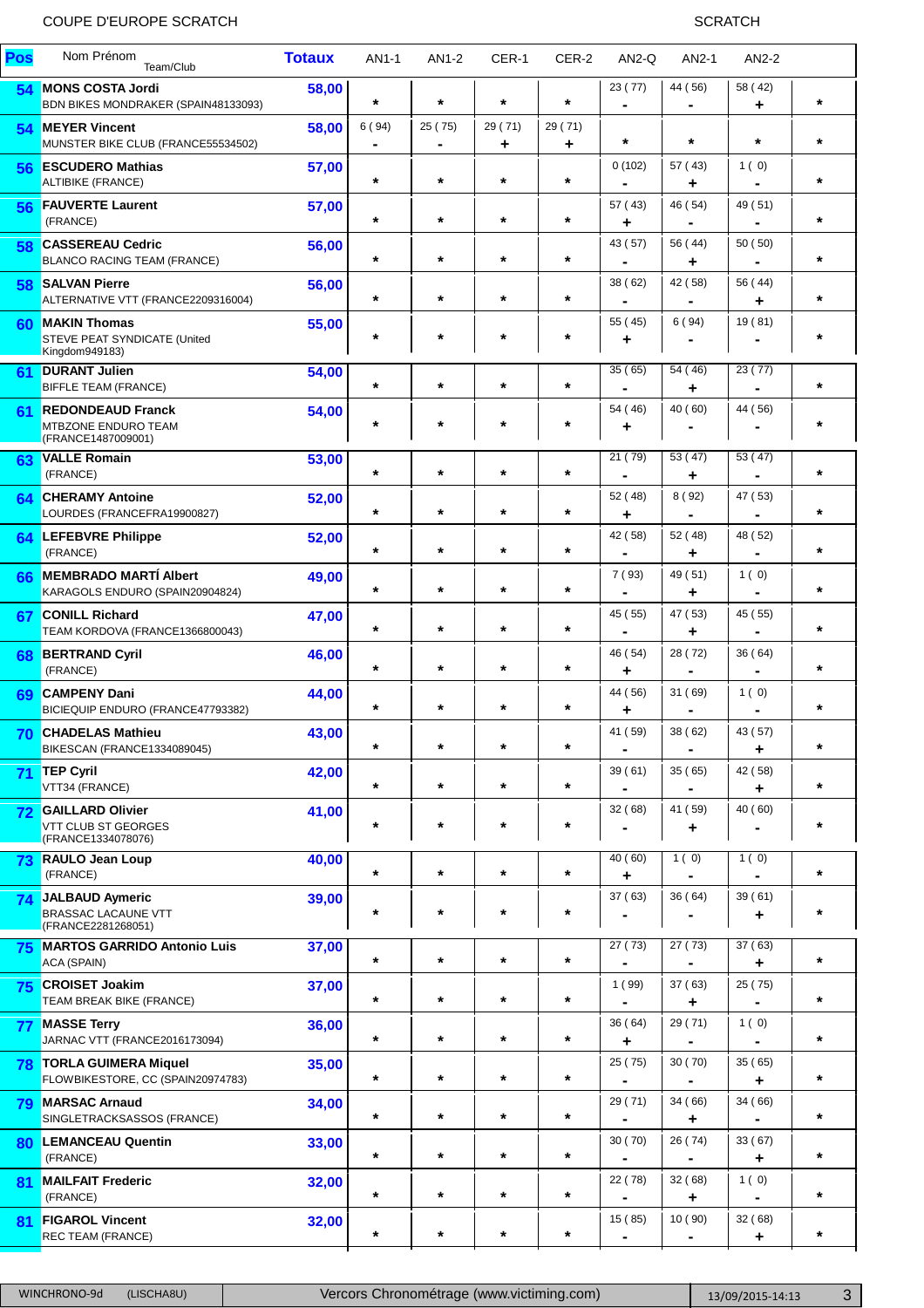COUPE D'EUROPE SCRATCH

SCRATCH

| Pos | Nom Prénom Team/Club | Totaux | AN1-1 | AN1-2 | CER-1 | CER-2 | AN2-Q | AN2-1 | AN2-2 | |
|---|---|---|---|---|---|---|---|---|---|---|
| 54 | **MONS COSTA Jordi** BDN BIKES MONDRAKER (SPAIN48133093) | 58,00 | * | * | * | * | 23 ( 77) - | 44 ( 56) - | 58 ( 42) + | * |
| 54 | **MEYER Vincent** MUNSTER BIKE CLUB (FRANCE55534502) | 58,00 | 6 ( 94) - | 25 ( 75) - | 29 ( 71) + | 29 ( 71) + | * | * | * | * |
| 56 | **ESCUDERO Mathias** ALTIBIKE (FRANCE) | 57,00 | * | * | * | * | 0 (102) - | 57 ( 43) + | 1 ( 0) - | * |
| 56 | **FAUVERTE Laurent** (FRANCE) | 57,00 | * | * | * | * | 57 ( 43) + | 46 ( 54) - | 49 ( 51) - | * |
| 58 | **CASSEREAU Cedric** BLANCO RACING TEAM (FRANCE) | 56,00 | * | * | * | * | 43 ( 57) - | 56 ( 44) + | 50 ( 50) - | * |
| 58 | **SALVAN Pierre** ALTERNATIVE VTT (FRANCE2209316004) | 56,00 | * | * | * | * | 38 ( 62) - | 42 ( 58) - | 56 ( 44) + | * |
| 60 | **MAKIN Thomas** STEVE PEAT SYNDICATE (United Kingdom949183) | 55,00 | * | * | * | * | 55 ( 45) + | 6 ( 94) - | 19 ( 81) - | * |
| 61 | **DURANT Julien** BIFFLE TEAM (FRANCE) | 54,00 | * | * | * | * | 35 ( 65) - | 54 ( 46) + | 23 ( 77) - | * |
| 61 | **REDONDEAUD Franck** MTBZONE ENDURO TEAM (FRANCE1487009001) | 54,00 | * | * | * | * | 54 ( 46) + | 40 ( 60) - | 44 ( 56) - | * |
| 63 | **VALLE Romain** (FRANCE) | 53,00 | * | * | * | * | 21 ( 79) - | 53 ( 47) + | 53 ( 47) - | * |
| 64 | **CHERAMY Antoine** LOURDES (FRANCEFRA19900827) | 52,00 | * | * | * | * | 52 ( 48) + | 8 ( 92) - | 47 ( 53) - | * |
| 64 | **LEFEBVRE Philippe** (FRANCE) | 52,00 | * | * | * | * | 42 ( 58) - | 52 ( 48) + | 48 ( 52) - | * |
| 66 | **MEMBRADO MARTÍ Albert** KARAGOLS ENDURO (SPAIN20904824) | 49,00 | * | * | * | * | 7 ( 93) - | 49 ( 51) + | 1 ( 0) - | * |
| 67 | **CONILL Richard** TEAM KORDOVA (FRANCE1366800043) | 47,00 | * | * | * | * | 45 ( 55) - | 47 ( 53) + | 45 ( 55) - | * |
| 68 | **BERTRAND Cyril** (FRANCE) | 46,00 | * | * | * | * | 46 ( 54) + | 28 ( 72) - | 36 ( 64) - | * |
| 69 | **CAMPENY Dani** BICIEQUIP ENDURO (FRANCE47793382) | 44,00 | * | * | * | * | 44 ( 56) + | 31 ( 69) - | 1 ( 0) - | * |
| 70 | **CHADELAS Mathieu** BIKESCAN (FRANCE1334089045) | 43,00 | * | * | * | * | 41 ( 59) - | 38 ( 62) - | 43 ( 57) + | * |
| 71 | **TEP Cyril** VTT34 (FRANCE) | 42,00 | * | * | * | * | 39 ( 61) - | 35 ( 65) - | 42 ( 58) + | * |
| 72 | **GAILLARD Olivier** VTT CLUB ST GEORGES (FRANCE1334078076) | 41,00 | * | * | * | * | 32 ( 68) - | 41 ( 59) + | 40 ( 60) - | * |
| 73 | **RAULO Jean Loup** (FRANCE) | 40,00 | * | * | * | * | 40 ( 60) + | 1 ( 0) - | 1 ( 0) - | * |
| 74 | **JALBAUD Aymeric** BRASSAC LACAUNE VTT (FRANCE2281268051) | 39,00 | * | * | * | * | 37 ( 63) - | 36 ( 64) - | 39 ( 61) + | * |
| 75 | **MARTOS GARRIDO Antonio Luis** ACA (SPAIN) | 37,00 | * | * | * | * | 27 ( 73) - | 27 ( 73) - | 37 ( 63) + | * |
| 75 | **CROISET Joakim** TEAM BREAK BIKE (FRANCE) | 37,00 | * | * | * | * | 1 ( 99) - | 37 ( 63) + | 25 ( 75) - | * |
| 77 | **MASSE Terry** JARNAC VTT (FRANCE2016173094) | 36,00 | * | * | * | * | 36 ( 64) + | 29 ( 71) - | 1 ( 0) - | * |
| 78 | **TORLA GUIMERA Miquel** FLOWBIKESTORE, CC (SPAIN20974783) | 35,00 | * | * | * | * | 25 ( 75) - | 30 ( 70) - | 35 ( 65) + | * |
| 79 | **MARSAC Arnaud** SINGLETRACKSASSOS (FRANCE) | 34,00 | * | * | * | * | 29 ( 71) - | 34 ( 66) + | 34 ( 66) - | * |
| 80 | **LEMANCEAU Quentin** (FRANCE) | 33,00 | * | * | * | * | 30 ( 70) - | 26 ( 74) - | 33 ( 67) + | * |
| 81 | **MAILFAIT Frederic** (FRANCE) | 32,00 | * | * | * | * | 22 ( 78) - | 32 ( 68) + | 1 ( 0) - | * |
| 81 | **FIGAROL Vincent** REC TEAM (FRANCE) | 32,00 | * | * | * | * | 15 ( 85) - | 10 ( 90) - | 32 ( 68) + | * |

WINCHRONO-9d (LISCHA8U) Vercors Chronométrage (www.victiming.com) 13/09/2015-14:13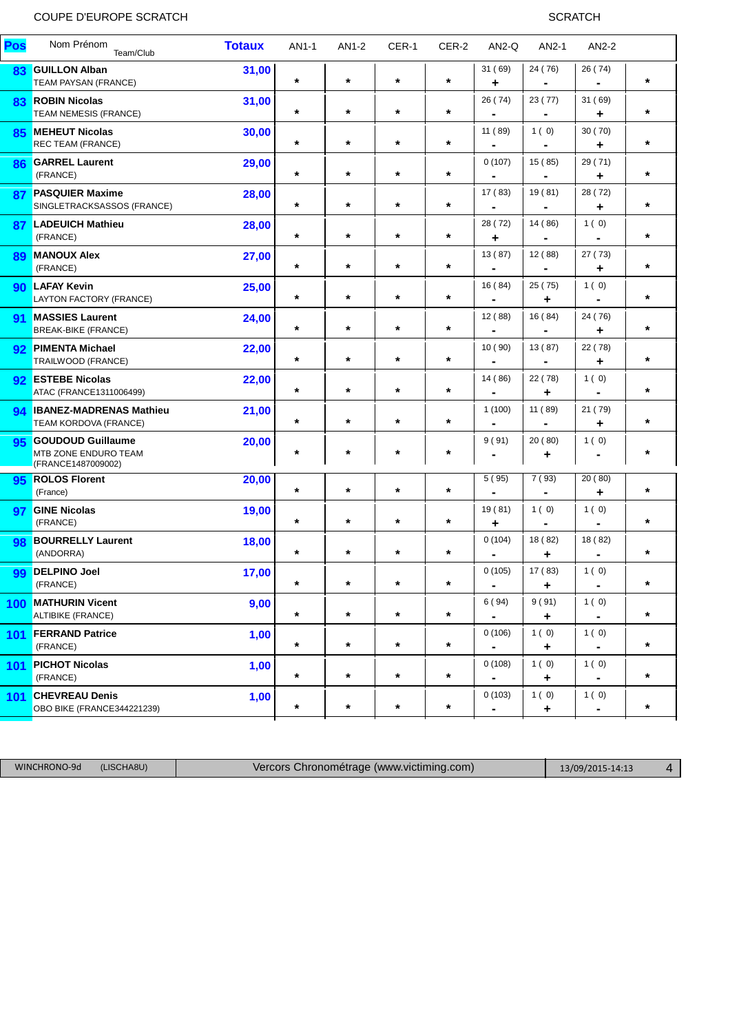COUPE D'EUROPE SCRATCH

SCRATCH

| Pos | Nom Prénom Team/Club | Totaux | AN1-1 | AN1-2 | CER-1 | CER-2 | AN2-Q | AN2-1 | AN2-2 | |
|---|---|---|---|---|---|---|---|---|---|---|
| 83 | **GUILLON Alban** TEAM PAYSAN (FRANCE) | 31,00 | * | * | * | * | 31 ( 69) + | 24 ( 76) - | 26 ( 74) - | * |
| 83 | **ROBIN Nicolas** TEAM NEMESIS (FRANCE) | 31,00 | * | * | * | * | 26 ( 74) - | 23 ( 77) - | 31 ( 69) + | * |
| 85 | **MEHEUT Nicolas** REC TEAM (FRANCE) | 30,00 | * | * | * | * | 11 ( 89) - | 1 ( 0) - | 30 ( 70) + | * |
| 86 | **GARREL Laurent** (FRANCE) | 29,00 | * | * | * | * | 0 (107) - | 15 ( 85) - | 29 ( 71) + | * |
| 87 | **PASQUIER Maxime** SINGLETRACKSASSOS (FRANCE) | 28,00 | * | * | * | * | 17 ( 83) - | 19 ( 81) - | 28 ( 72) + | * |
| 87 | **LADEUICH Mathieu** (FRANCE) | 28,00 | * | * | * | * | 28 ( 72) + | 14 ( 86) - | 1 ( 0) - | * |
| 89 | **MANOUX Alex** (FRANCE) | 27,00 | * | * | * | * | 13 ( 87) - | 12 ( 88) - | 27 ( 73) + | * |
| 90 | **LAFAY Kevin** LAYTON FACTORY (FRANCE) | 25,00 | * | * | * | * | 16 ( 84) - | 25 ( 75) + | 1 ( 0) - | * |
| 91 | **MASSIES Laurent** BREAK-BIKE (FRANCE) | 24,00 | * | * | * | * | 12 ( 88) - | 16 ( 84) - | 24 ( 76) + | * |
| 92 | **PIMENTA Michael** TRAILWOOD (FRANCE) | 22,00 | * | * | * | * | 10 ( 90) - | 13 ( 87) - | 22 ( 78) + | * |
| 92 | **ESTEBE Nicolas** ATAC (FRANCE1311006499) | 22,00 | * | * | * | * | 14 ( 86) - | 22 ( 78) + | 1 ( 0) - | * |
| 94 | **IBANEZ-MADRENAS Mathieu** TEAM KORDOVA (FRANCE) | 21,00 | * | * | * | * | 1 (100) - | 11 ( 89) - | 21 ( 79) + | * |
| 95 | **GOUDOUD Guillaume** MTB ZONE ENDURO TEAM (FRANCE1487009002) | 20,00 | * | * | * | * | 9 ( 91) - | 20 ( 80) + | 1 ( 0) - | * |
| 95 | **ROLOS Florent** (France) | 20,00 | * | * | * | * | 5 ( 95) - | 7 ( 93) - | 20 ( 80) + | * |
| 97 | **GINE Nicolas** (FRANCE) | 19,00 | * | * | * | * | 19 ( 81) + | 1 ( 0) - | 1 ( 0) - | * |
| 98 | **BOURRELLY Laurent** (ANDORRA) | 18,00 | * | * | * | * | 0 (104) - | 18 ( 82) + | 18 ( 82) - | * |
| 99 | **DELPINO Joel** (FRANCE) | 17,00 | * | * | * | * | 0 (105) - | 17 ( 83) + | 1 ( 0) - | * |
| 100 | **MATHURIN Vicent** ALTIBIKE (FRANCE) | 9,00 | * | * | * | * | 6 ( 94) - | 9 ( 91) + | 1 ( 0) - | * |
| 101 | **FERRAND Patrice** (FRANCE) | 1,00 | * | * | * | * | 0 (106) - | 1 ( 0) + | 1 ( 0) - | * |
| 101 | **PICHOT Nicolas** (FRANCE) | 1,00 | * | * | * | * | 0 (108) - | 1 ( 0) + | 1 ( 0) - | * |
| 101 | **CHEVREAU Denis** OBO BIKE (FRANCE344221239) | 1,00 | * | * | * | * | 0 (103) - | 1 ( 0) + | 1 ( 0) - | * |

WINCHRONO-9d (LISCHA8U) | Vercors Chronométrage (www.victiming.com) | 13/09/2015-14:13